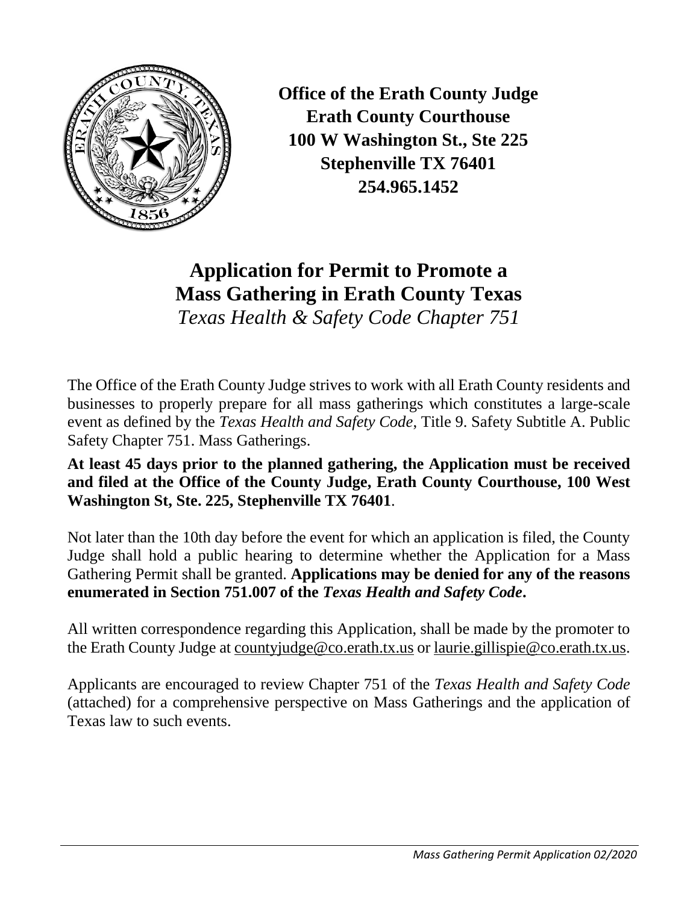**Office of the Erath County Judge**
**Erath County Courthouse**
**100 W Washington St., Ste 225**
**Stephenville TX 76401**
**254.965.1452**

# Application for Permit to Promote a Mass Gathering in Erath County Texas

*Texas Health & Safety Code Chapter 751*

The Office of the Erath County Judge strives to work with all Erath County residents and businesses to properly prepare for all mass gatherings which constitutes a large-scale event as defined by the *Texas Health and Safety Code*, Title 9. Safety Subtitle A. Public Safety Chapter 751. Mass Gatherings.

**At least 45 days prior to the planned gathering, the Application must be received and filed at the Office of the County Judge, Erath County Courthouse, 100 West Washington St, Ste. 225, Stephenville TX 76401**.

Not later than the 10th day before the event for which an application is filed, the County Judge shall hold a public hearing to determine whether the Application for a Mass Gathering Permit shall be granted. **Applications may be denied for any of the reasons enumerated in Section 751.007 of the *Texas Health and Safety Code*.**

All written correspondence regarding this Application, shall be made by the promoter to the Erath County Judge at countyjudge@co.erath.tx.us or laurie.gillispie@co.erath.tx.us.

Applicants are encouraged to review Chapter 751 of the *Texas Health and Safety Code* (attached) for a comprehensive perspective on Mass Gatherings and the application of Texas law to such events.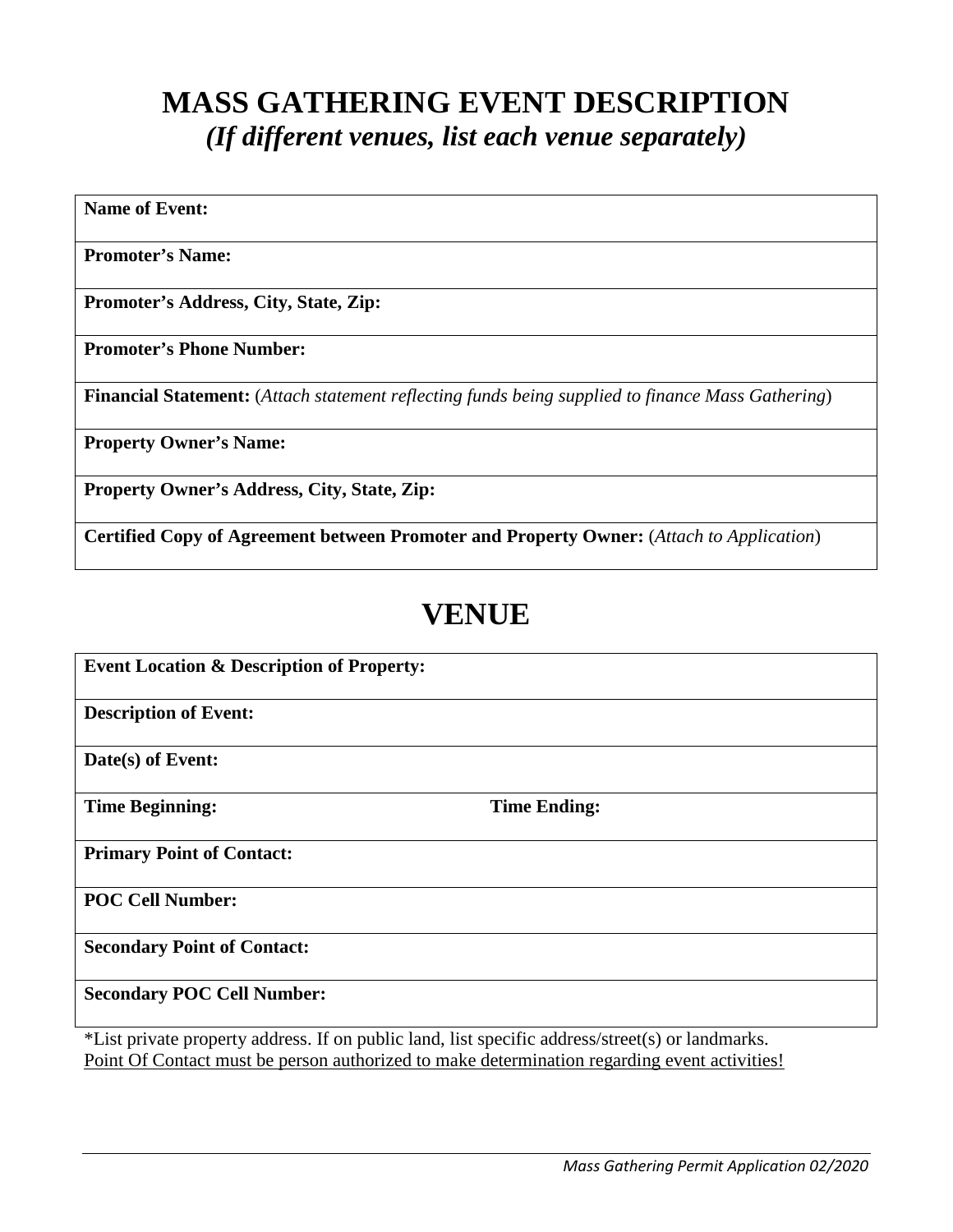# MASS GATHERING EVENT DESCRIPTION

## *(If different venues, list each venue separately)*

| **Name of Event:** |
|---|
| **Promoter's Name:** |
| **Promoter's Address, City, State, Zip:** |
| **Promoter's Phone Number:** |
| **Financial Statement:** (*Attach statement reflecting funds being supplied to finance Mass Gathering*) |
| **Property Owner's Name:** |
| **Property Owner's Address, City, State, Zip:** |
| **Certified Copy of Agreement between Promoter and Property Owner:** (*Attach to Application*) |

# VENUE

| **Event Location & Description of Property:** | |
|---|---|
| **Description of Event:** | |
| **Date(s) of Event:** | |
| **Time Beginning:** | **Time Ending:** |
| **Primary Point of Contact:** | |
| **POC Cell Number:** | |
| **Secondary Point of Contact:** | |
| **Secondary POC Cell Number:** | |

*List private property address. If on public land, list specific address/street(s) or landmarks.
<u>Point Of Contact must be person authorized to make determination regarding event activities!</u>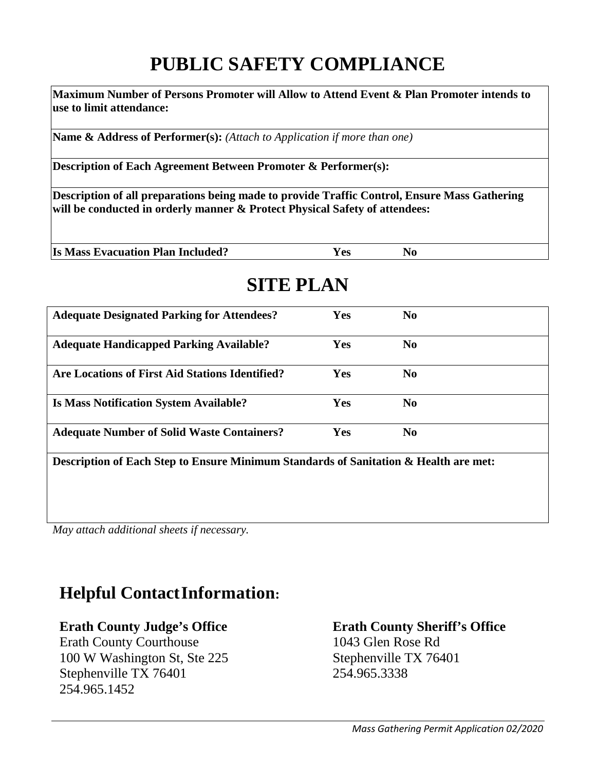# PUBLIC SAFETY COMPLIANCE

| **Maximum Number of Persons Promoter will Allow to Attend Event & Plan Promoter intends to use to limit attendance:** | | |
|---|---|---|
| **Name & Address of Performer(s):** *(Attach to Application if more than one)* | | |
| **Description of Each Agreement Between Promoter & Performer(s):** | | |
| **Description of all preparations being made to provide Traffic Control, Ensure Mass Gathering will be conducted in orderly manner & Protect Physical Safety of attendees:** | | |
| **Is Mass Evacuation Plan Included?** | **Yes** | **No** |

# SITE PLAN

| **Adequate Designated Parking for Attendees?** | **Yes** | **No** |
|---|---|---|
| **Adequate Handicapped Parking Available?** | **Yes** | **No** |
| **Are Locations of First Aid Stations Identified?** | **Yes** | **No** |
| **Is Mass Notification System Available?** | **Yes** | **No** |
| **Adequate Number of Solid Waste Containers?** | **Yes** | **No** |
| **Description of Each Step to Ensure Minimum Standards of Sanitation & Health are met:** | | |

*May attach additional sheets if necessary.*

## Helpful Contact Information:

**Erath County Judge's Office**
Erath County Courthouse
100 W Washington St, Ste 225
Stephenville TX 76401
254.965.1452

**Erath County Sheriff's Office**
1043 Glen Rose Rd
Stephenville TX 76401
254.965.3338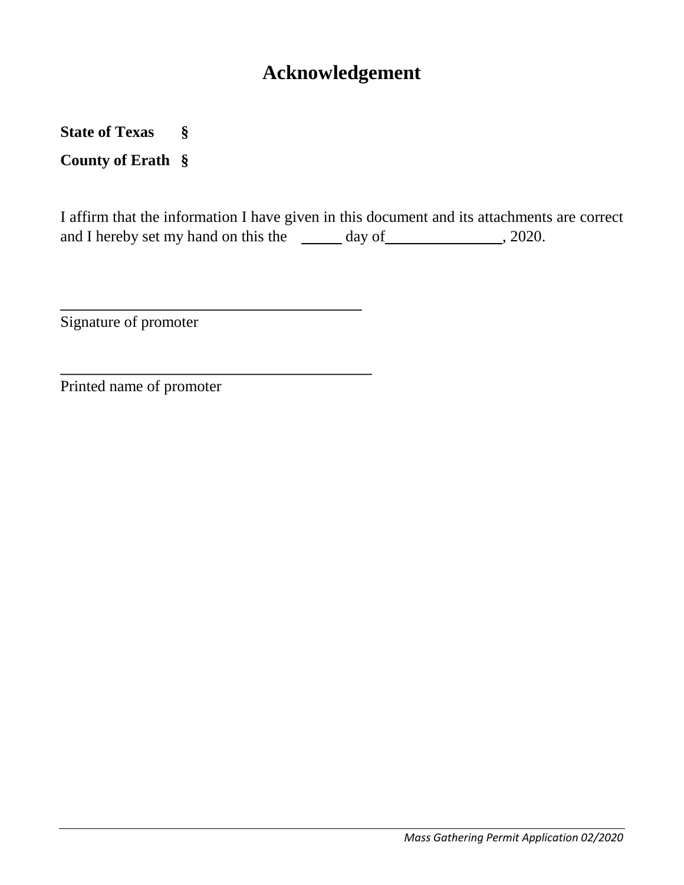# Acknowledgement

**State of Texas §**

**County of Erath §**

I affirm that the information I have given in this document and its attachments are correct and I hereby set my hand on this the _____ day of_______________, 2020.

_______________________________________

Signature of promoter

________________________________________

Printed name of promoter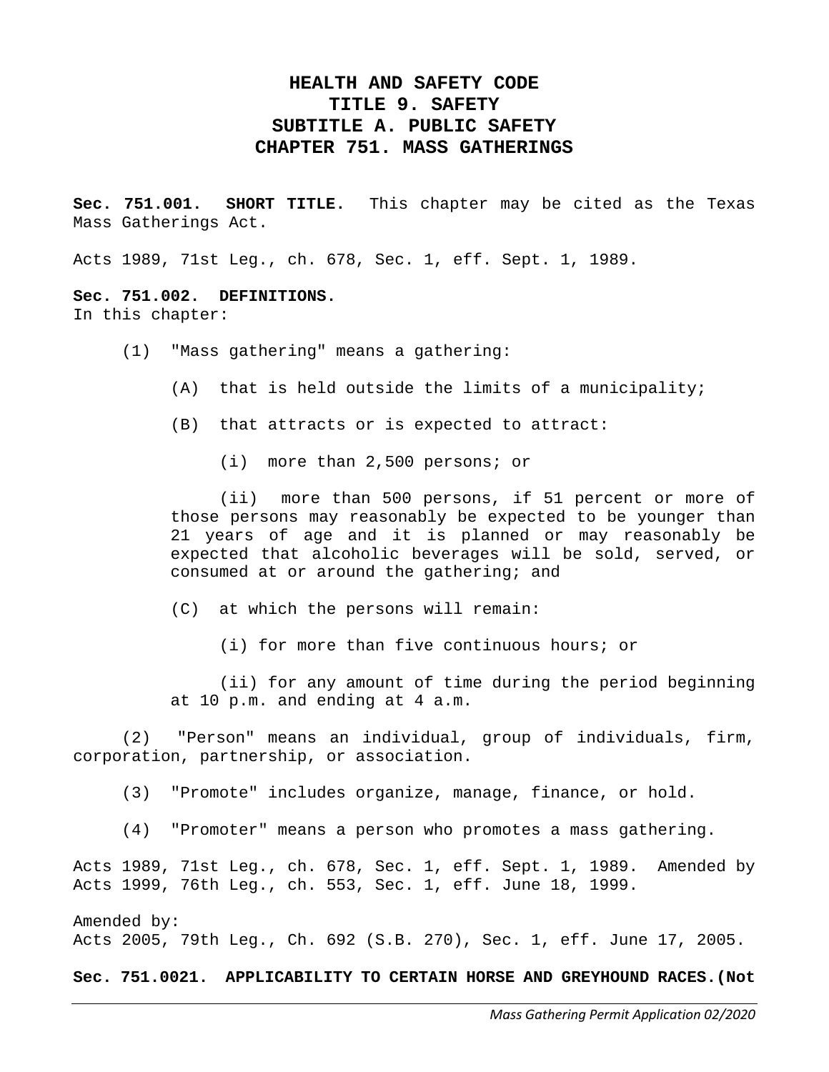# HEALTH AND SAFETY CODE

# TITLE 9. SAFETY

# SUBTITLE A. PUBLIC SAFETY

# CHAPTER 751. MASS GATHERINGS

**Sec. 751.001. SHORT TITLE.** This chapter may be cited as the Texas Mass Gatherings Act.

Acts 1989, 71st Leg., ch. 678, Sec. 1, eff. Sept. 1, 1989.

**Sec. 751.002. DEFINITIONS.**
In this chapter:

(1) "Mass gathering" means a gathering:

(A) that is held outside the limits of a municipality;

(B) that attracts or is expected to attract:

(i) more than 2,500 persons; or

(ii) more than 500 persons, if 51 percent or more of those persons may reasonably be expected to be younger than 21 years of age and it is planned or may reasonably be expected that alcoholic beverages will be sold, served, or consumed at or around the gathering; and

(C) at which the persons will remain:

(i) for more than five continuous hours; or

(ii) for any amount of time during the period beginning at 10 p.m. and ending at 4 a.m.

(2) "Person" means an individual, group of individuals, firm, corporation, partnership, or association.

(3) "Promote" includes organize, manage, finance, or hold.

(4) "Promoter" means a person who promotes a mass gathering.

Acts 1989, 71st Leg., ch. 678, Sec. 1, eff. Sept. 1, 1989. Amended by Acts 1999, 76th Leg., ch. 553, Sec. 1, eff. June 18, 1999.

Amended by:
Acts 2005, 79th Leg., Ch. 692 (S.B. 270), Sec. 1, eff. June 17, 2005.

**Sec. 751.0021. APPLICABILITY TO CERTAIN HORSE AND GREYHOUND RACES.(Not**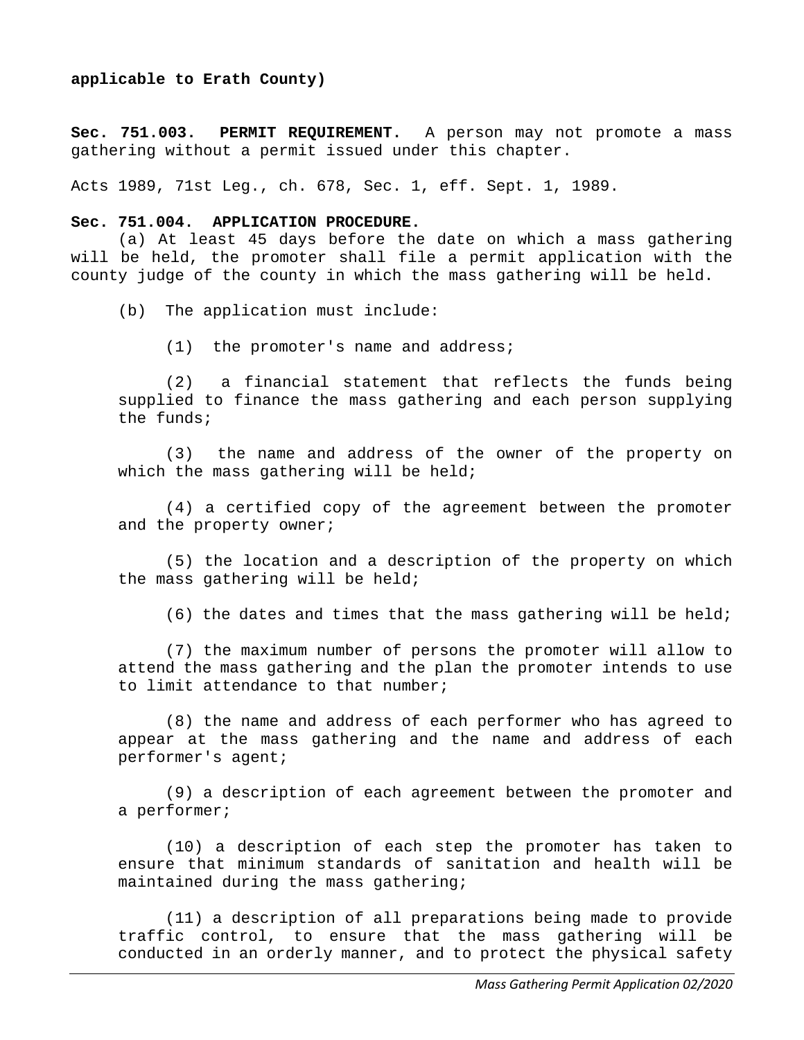**applicable to Erath County)**

**Sec. 751.003. PERMIT REQUIREMENT.** A person may not promote a mass gathering without a permit issued under this chapter.

Acts 1989, 71st Leg., ch. 678, Sec. 1, eff. Sept. 1, 1989.

**Sec. 751.004. APPLICATION PROCEDURE.**

(a) At least 45 days before the date on which a mass gathering will be held, the promoter shall file a permit application with the county judge of the county in which the mass gathering will be held.

(b) The application must include:

(1) the promoter's name and address;

(2) a financial statement that reflects the funds being supplied to finance the mass gathering and each person supplying the funds;

(3) the name and address of the owner of the property on which the mass gathering will be held;

(4) a certified copy of the agreement between the promoter and the property owner;

(5) the location and a description of the property on which the mass gathering will be held;

(6) the dates and times that the mass gathering will be held;

(7) the maximum number of persons the promoter will allow to attend the mass gathering and the plan the promoter intends to use to limit attendance to that number;

(8) the name and address of each performer who has agreed to appear at the mass gathering and the name and address of each performer's agent;

(9) a description of each agreement between the promoter and a performer;

(10) a description of each step the promoter has taken to ensure that minimum standards of sanitation and health will be maintained during the mass gathering;

(11) a description of all preparations being made to provide traffic control, to ensure that the mass gathering will be conducted in an orderly manner, and to protect the physical safety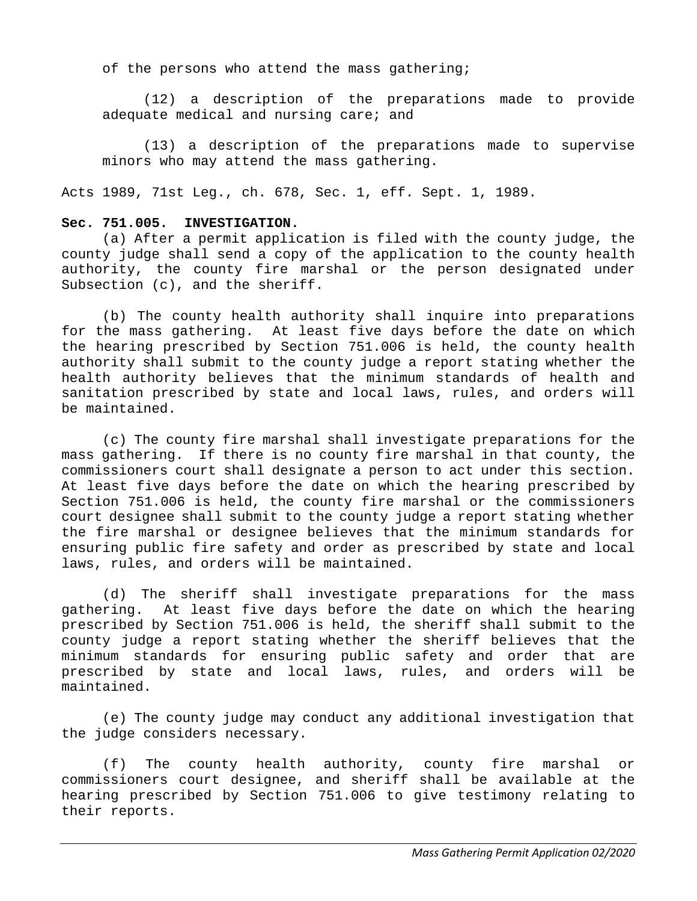of the persons who attend the mass gathering;

(12) a description of the preparations made to provide adequate medical and nursing care; and

(13) a description of the preparations made to supervise minors who may attend the mass gathering.

Acts 1989, 71st Leg., ch. 678, Sec. 1, eff. Sept. 1, 1989.

**Sec. 751.005. INVESTIGATION.**

(a) After a permit application is filed with the county judge, the county judge shall send a copy of the application to the county health authority, the county fire marshal or the person designated under Subsection (c), and the sheriff.

(b) The county health authority shall inquire into preparations for the mass gathering. At least five days before the date on which the hearing prescribed by Section 751.006 is held, the county health authority shall submit to the county judge a report stating whether the health authority believes that the minimum standards of health and sanitation prescribed by state and local laws, rules, and orders will be maintained.

(c) The county fire marshal shall investigate preparations for the mass gathering. If there is no county fire marshal in that county, the commissioners court shall designate a person to act under this section. At least five days before the date on which the hearing prescribed by Section 751.006 is held, the county fire marshal or the commissioners court designee shall submit to the county judge a report stating whether the fire marshal or designee believes that the minimum standards for ensuring public fire safety and order as prescribed by state and local laws, rules, and orders will be maintained.

(d) The sheriff shall investigate preparations for the mass gathering. At least five days before the date on which the hearing prescribed by Section 751.006 is held, the sheriff shall submit to the county judge a report stating whether the sheriff believes that the minimum standards for ensuring public safety and order that are prescribed by state and local laws, rules, and orders will be maintained.

(e) The county judge may conduct any additional investigation that the judge considers necessary.

(f) The county health authority, county fire marshal or commissioners court designee, and sheriff shall be available at the hearing prescribed by Section 751.006 to give testimony relating to their reports.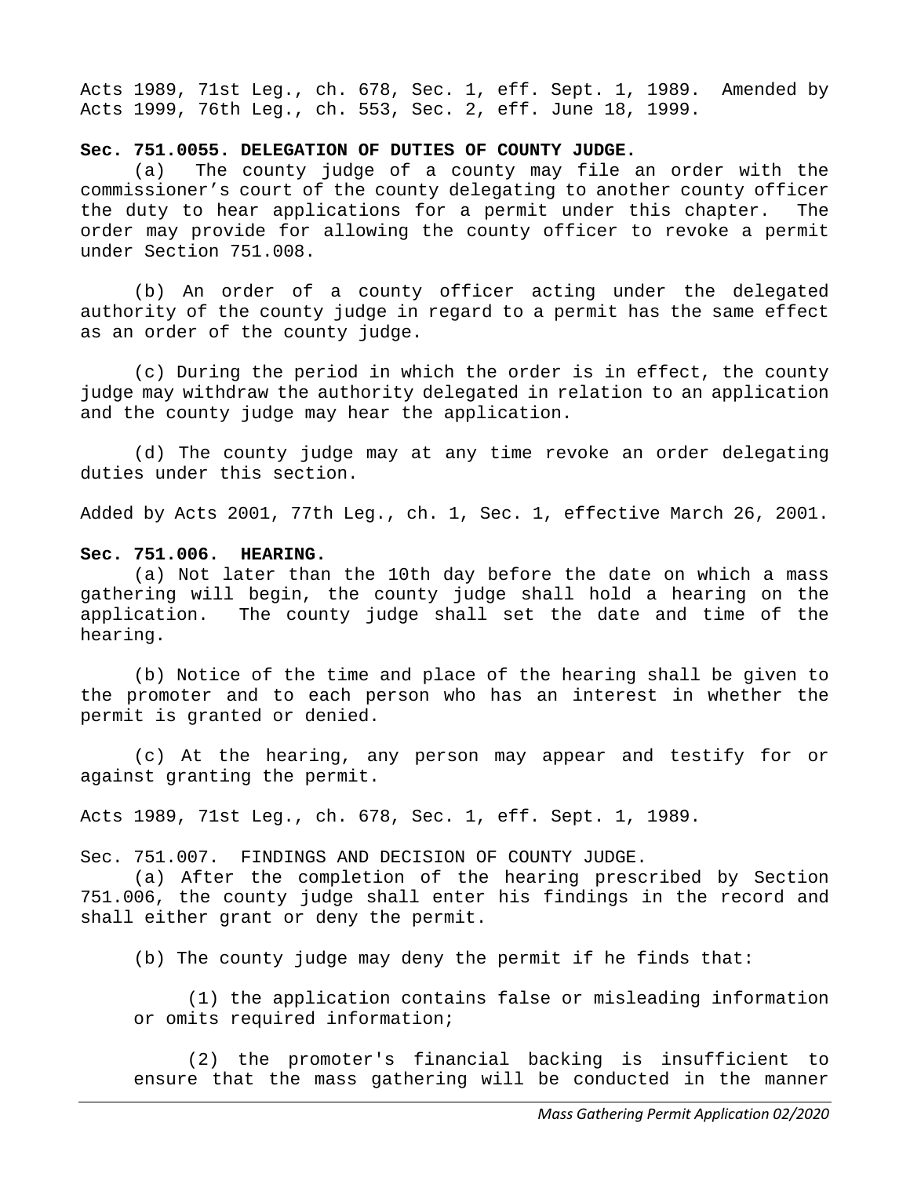Acts 1989, 71st Leg., ch. 678, Sec. 1, eff. Sept. 1, 1989. Amended by Acts 1999, 76th Leg., ch. 553, Sec. 2, eff. June 18, 1999.

**Sec. 751.0055. DELEGATION OF DUTIES OF COUNTY JUDGE.**

(a) The county judge of a county may file an order with the commissioner's court of the county delegating to another county officer the duty to hear applications for a permit under this chapter. The order may provide for allowing the county officer to revoke a permit under Section 751.008.

(b) An order of a county officer acting under the delegated authority of the county judge in regard to a permit has the same effect as an order of the county judge.

(c) During the period in which the order is in effect, the county judge may withdraw the authority delegated in relation to an application and the county judge may hear the application.

(d) The county judge may at any time revoke an order delegating duties under this section.

Added by Acts 2001, 77th Leg., ch. 1, Sec. 1, effective March 26, 2001.

**Sec. 751.006. HEARING.**

(a) Not later than the 10th day before the date on which a mass gathering will begin, the county judge shall hold a hearing on the application. The county judge shall set the date and time of the hearing.

(b) Notice of the time and place of the hearing shall be given to the promoter and to each person who has an interest in whether the permit is granted or denied.

(c) At the hearing, any person may appear and testify for or against granting the permit.

Acts 1989, 71st Leg., ch. 678, Sec. 1, eff. Sept. 1, 1989.

Sec. 751.007. FINDINGS AND DECISION OF COUNTY JUDGE.

(a) After the completion of the hearing prescribed by Section 751.006, the county judge shall enter his findings in the record and shall either grant or deny the permit.

(b) The county judge may deny the permit if he finds that:

(1) the application contains false or misleading information or omits required information;

(2) the promoter's financial backing is insufficient to ensure that the mass gathering will be conducted in the manner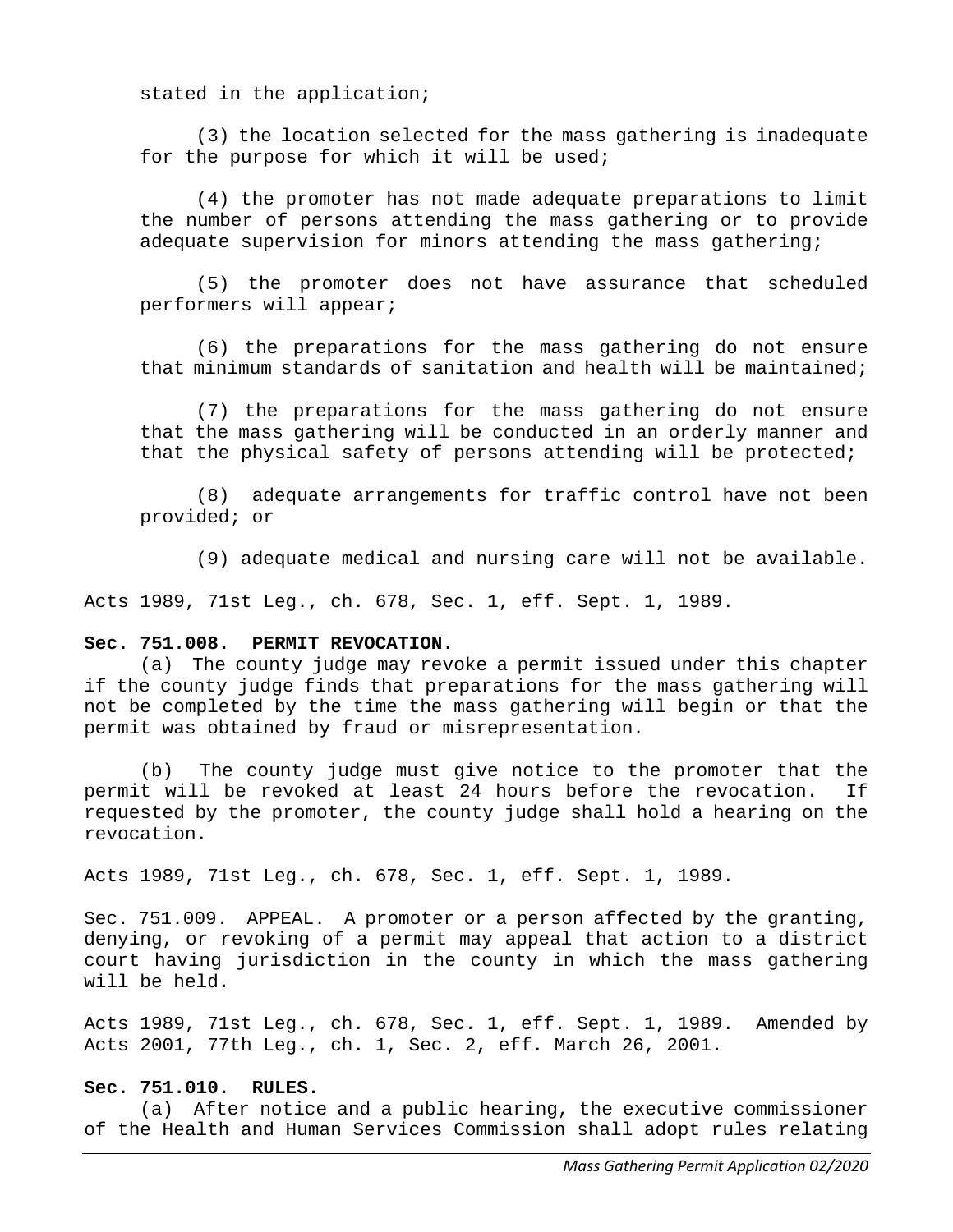stated in the application;

(3) the location selected for the mass gathering is inadequate for the purpose for which it will be used;

(4) the promoter has not made adequate preparations to limit the number of persons attending the mass gathering or to provide adequate supervision for minors attending the mass gathering;

(5) the promoter does not have assurance that scheduled performers will appear;

(6) the preparations for the mass gathering do not ensure that minimum standards of sanitation and health will be maintained;

(7) the preparations for the mass gathering do not ensure that the mass gathering will be conducted in an orderly manner and that the physical safety of persons attending will be protected;

(8) adequate arrangements for traffic control have not been provided; or

(9) adequate medical and nursing care will not be available.

Acts 1989, 71st Leg., ch. 678, Sec. 1, eff. Sept. 1, 1989.

**Sec. 751.008. PERMIT REVOCATION.**

(a) The county judge may revoke a permit issued under this chapter if the county judge finds that preparations for the mass gathering will not be completed by the time the mass gathering will begin or that the permit was obtained by fraud or misrepresentation.

(b) The county judge must give notice to the promoter that the permit will be revoked at least 24 hours before the revocation. If requested by the promoter, the county judge shall hold a hearing on the revocation.

Acts 1989, 71st Leg., ch. 678, Sec. 1, eff. Sept. 1, 1989.

Sec. 751.009. APPEAL. A promoter or a person affected by the granting, denying, or revoking of a permit may appeal that action to a district court having jurisdiction in the county in which the mass gathering will be held.

Acts 1989, 71st Leg., ch. 678, Sec. 1, eff. Sept. 1, 1989. Amended by Acts 2001, 77th Leg., ch. 1, Sec. 2, eff. March 26, 2001.

**Sec. 751.010. RULES.**

(a) After notice and a public hearing, the executive commissioner of the Health and Human Services Commission shall adopt rules relating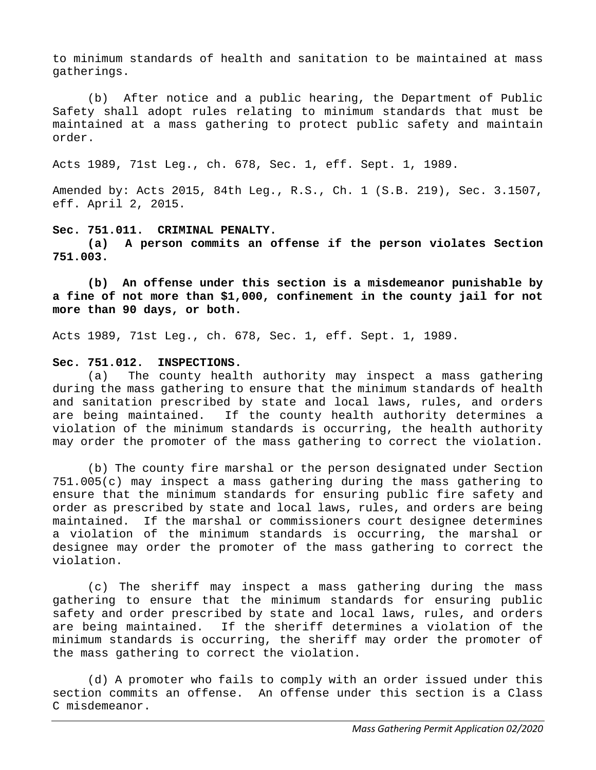to minimum standards of health and sanitation to be maintained at mass gatherings.

(b) After notice and a public hearing, the Department of Public Safety shall adopt rules relating to minimum standards that must be maintained at a mass gathering to protect public safety and maintain order.

Acts 1989, 71st Leg., ch. 678, Sec. 1, eff. Sept. 1, 1989.

Amended by: Acts 2015, 84th Leg., R.S., Ch. 1 (S.B. 219), Sec. 3.1507, eff. April 2, 2015.

**Sec. 751.011. CRIMINAL PENALTY.**

**(a) A person commits an offense if the person violates Section 751.003.**

**(b) An offense under this section is a misdemeanor punishable by a fine of not more than $1,000, confinement in the county jail for not more than 90 days, or both.**

Acts 1989, 71st Leg., ch. 678, Sec. 1, eff. Sept. 1, 1989.

**Sec. 751.012. INSPECTIONS.**

(a) The county health authority may inspect a mass gathering during the mass gathering to ensure that the minimum standards of health and sanitation prescribed by state and local laws, rules, and orders are being maintained. If the county health authority determines a violation of the minimum standards is occurring, the health authority may order the promoter of the mass gathering to correct the violation.

(b) The county fire marshal or the person designated under Section 751.005(c) may inspect a mass gathering during the mass gathering to ensure that the minimum standards for ensuring public fire safety and order as prescribed by state and local laws, rules, and orders are being maintained. If the marshal or commissioners court designee determines a violation of the minimum standards is occurring, the marshal or designee may order the promoter of the mass gathering to correct the violation.

(c) The sheriff may inspect a mass gathering during the mass gathering to ensure that the minimum standards for ensuring public safety and order prescribed by state and local laws, rules, and orders are being maintained. If the sheriff determines a violation of the minimum standards is occurring, the sheriff may order the promoter of the mass gathering to correct the violation.

(d) A promoter who fails to comply with an order issued under this section commits an offense. An offense under this section is a Class C misdemeanor.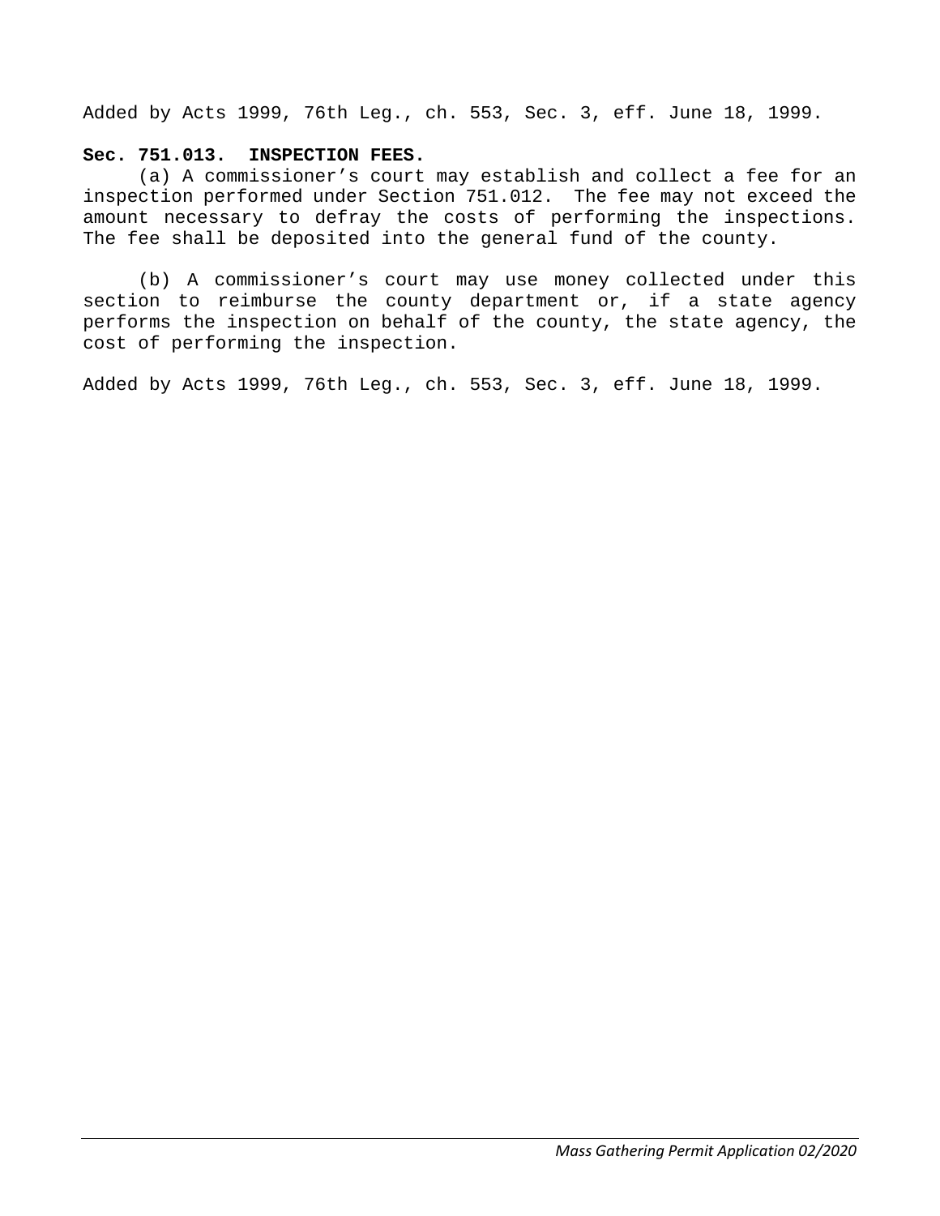Added by Acts 1999, 76th Leg., ch. 553, Sec. 3, eff. June 18, 1999.

**Sec. 751.013. INSPECTION FEES.**

(a) A commissioner's court may establish and collect a fee for an inspection performed under Section 751.012. The fee may not exceed the amount necessary to defray the costs of performing the inspections. The fee shall be deposited into the general fund of the county.

(b) A commissioner's court may use money collected under this section to reimburse the county department or, if a state agency performs the inspection on behalf of the county, the state agency, the cost of performing the inspection.

Added by Acts 1999, 76th Leg., ch. 553, Sec. 3, eff. June 18, 1999.